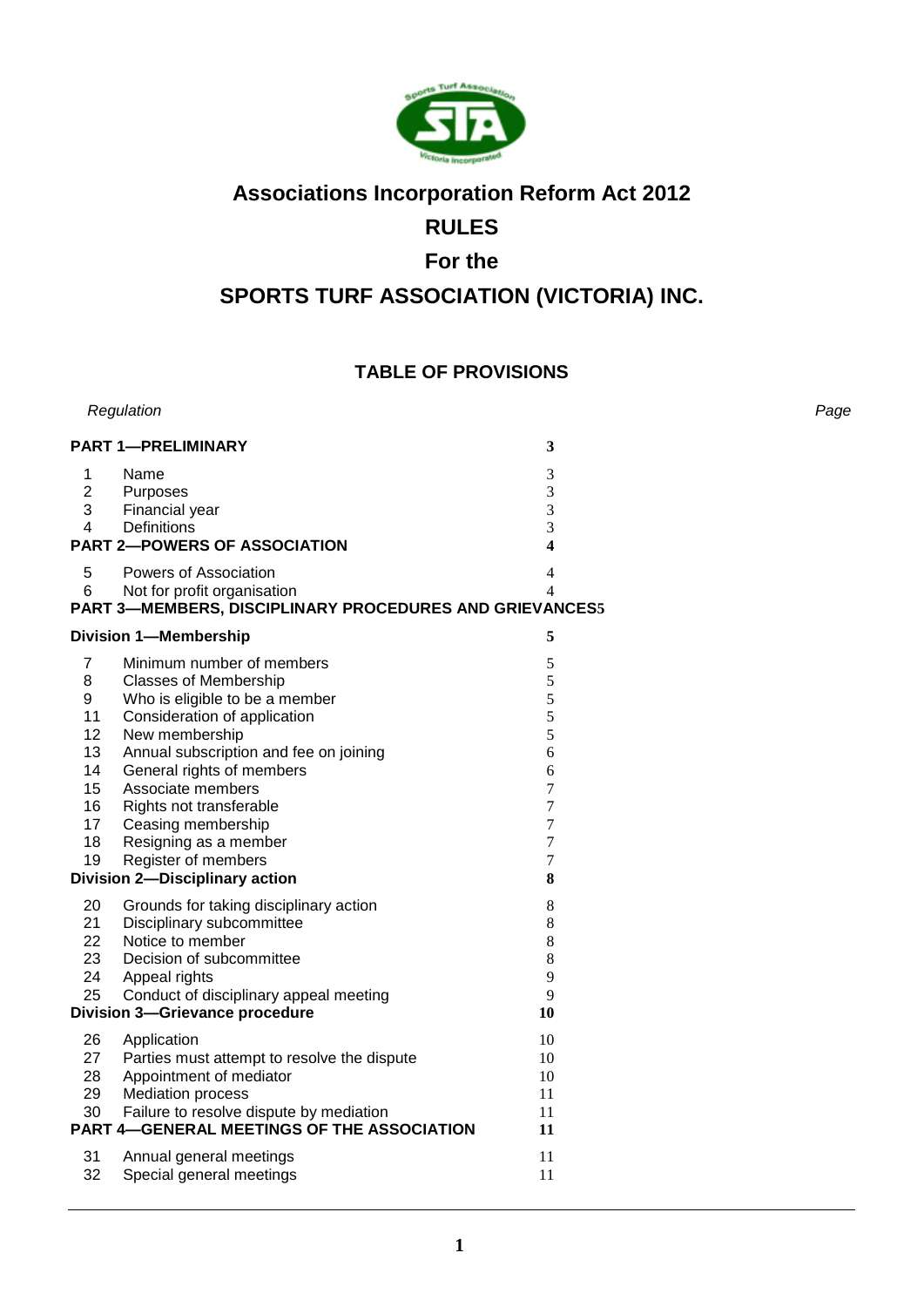# Associations Incorporation Reform Act 2012

# RULES

# For the

# SPORTS TURF ASSOCIATION (VICTORIA) INC.

## TABLE OF PROVISIONS

| Regulation | | Page |
|---|---|---|
| **PART 1—PRELIMINARY** | | **3** |
| 1 | Name | 3 |
| 2 | Purposes | 3 |
| 3 | Financial year | 3 |
| 4 | Definitions | 3 |
| **PART 2—POWERS OF ASSOCIATION** | | **4** |
| 5 | Powers of Association | 4 |
| 6 | Not for profit organisation | 4 |
| **PART 3—MEMBERS, DISCIPLINARY PROCEDURES AND GRIEVANCES** | | **5** |
| **Division 1—Membership** | | **5** |
| 7 | Minimum number of members | 5 |
| 8 | Classes of Membership | 5 |
| 9 | Who is eligible to be a member | 5 |
| 11 | Consideration of application | 5 |
| 12 | New membership | 5 |
| 13 | Annual subscription and fee on joining | 6 |
| 14 | General rights of members | 6 |
| 15 | Associate members | 7 |
| 16 | Rights not transferable | 7 |
| 17 | Ceasing membership | 7 |
| 18 | Resigning as a member | 7 |
| 19 | Register of members | 7 |
| **Division 2—Disciplinary action** | | **8** |
| 20 | Grounds for taking disciplinary action | 8 |
| 21 | Disciplinary subcommittee | 8 |
| 22 | Notice to member | 8 |
| 23 | Decision of subcommittee | 8 |
| 24 | Appeal rights | 9 |
| 25 | Conduct of disciplinary appeal meeting | 9 |
| **Division 3—Grievance procedure** | | **10** |
| 26 | Application | 10 |
| 27 | Parties must attempt to resolve the dispute | 10 |
| 28 | Appointment of mediator | 10 |
| 29 | Mediation process | 11 |
| 30 | Failure to resolve dispute by mediation | 11 |
| **PART 4—GENERAL MEETINGS OF THE ASSOCIATION** | | **11** |
| 31 | Annual general meetings | 11 |
| 32 | Special general meetings | 11 |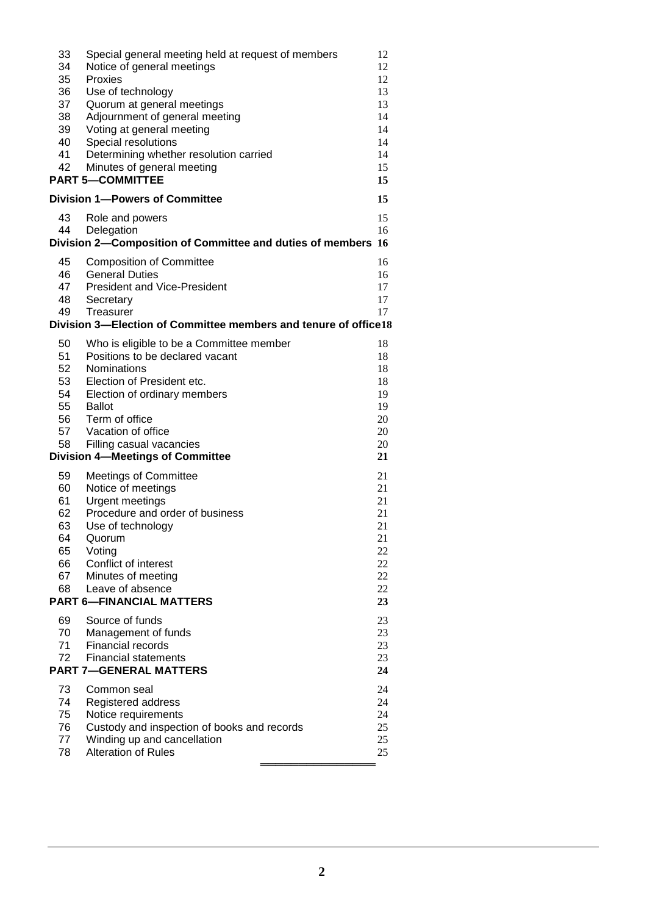| | | |
|---|---|---|
| 33 | Special general meeting held at request of members | 12 |
| 34 | Notice of general meetings | 12 |
| 35 | Proxies | 12 |
| 36 | Use of technology | 13 |
| 37 | Quorum at general meetings | 13 |
| 38 | Adjournment of general meeting | 14 |
| 39 | Voting at general meeting | 14 |
| 40 | Special resolutions | 14 |
| 41 | Determining whether resolution carried | 14 |
| 42 | Minutes of general meeting | 15 |
| **PART 5—COMMITTEE** | | **15** |
| **Division 1—Powers of Committee** | | **15** |
| 43 | Role and powers | 15 |
| 44 | Delegation | 16 |
| **Division 2—Composition of Committee and duties of members** | | **16** |
| 45 | Composition of Committee | 16 |
| 46 | General Duties | 16 |
| 47 | President and Vice-President | 17 |
| 48 | Secretary | 17 |
| 49 | Treasurer | 17 |
| **Division 3—Election of Committee members and tenure of office** | | **18** |
| 50 | Who is eligible to be a Committee member | 18 |
| 51 | Positions to be declared vacant | 18 |
| 52 | Nominations | 18 |
| 53 | Election of President etc. | 18 |
| 54 | Election of ordinary members | 19 |
| 55 | Ballot | 19 |
| 56 | Term of office | 20 |
| 57 | Vacation of office | 20 |
| 58 | Filling casual vacancies | 20 |
| **Division 4—Meetings of Committee** | | **21** |
| 59 | Meetings of Committee | 21 |
| 60 | Notice of meetings | 21 |
| 61 | Urgent meetings | 21 |
| 62 | Procedure and order of business | 21 |
| 63 | Use of technology | 21 |
| 64 | Quorum | 21 |
| 65 | Voting | 22 |
| 66 | Conflict of interest | 22 |
| 67 | Minutes of meeting | 22 |
| 68 | Leave of absence | 22 |
| **PART 6—FINANCIAL MATTERS** | | **23** |
| 69 | Source of funds | 23 |
| 70 | Management of funds | 23 |
| 71 | Financial records | 23 |
| 72 | Financial statements | 23 |
| **PART 7—GENERAL MATTERS** | | **24** |
| 73 | Common seal | 24 |
| 74 | Registered address | 24 |
| 75 | Notice requirements | 24 |
| 76 | Custody and inspection of books and records | 25 |
| 77 | Winding up and cancellation | 25 |
| 78 | Alteration of Rules | 25 |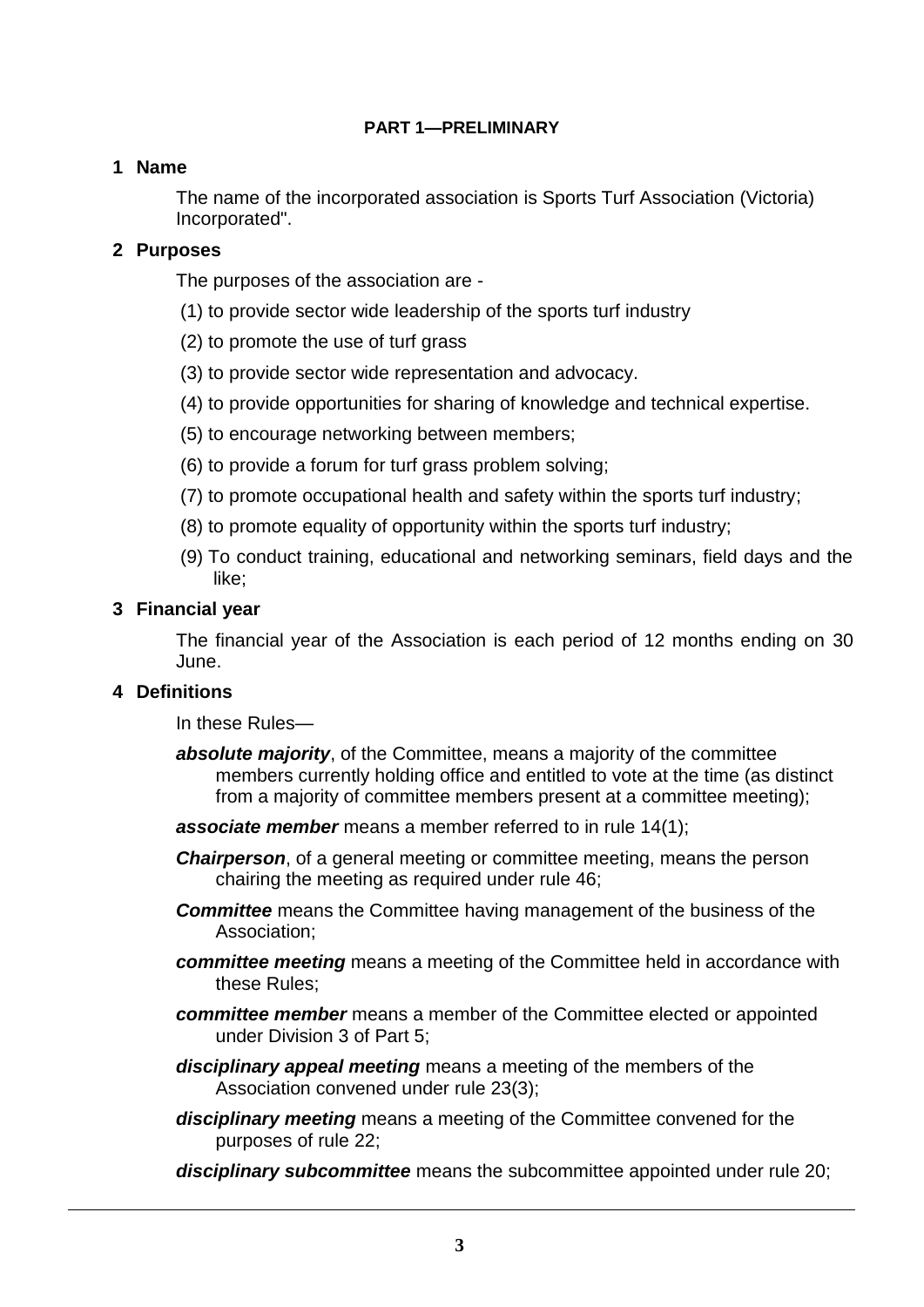## PART 1—PRELIMINARY

### 1 Name

The name of the incorporated association is Sports Turf Association (Victoria) Incorporated".

### 2 Purposes

The purposes of the association are -

(1) to provide sector wide leadership of the sports turf industry

(2) to promote the use of turf grass

(3) to provide sector wide representation and advocacy.

(4) to provide opportunities for sharing of knowledge and technical expertise.

(5) to encourage networking between members;

(6) to provide a forum for turf grass problem solving;

(7) to promote occupational health and safety within the sports turf industry;

(8) to promote equality of opportunity within the sports turf industry;

(9) To conduct training, educational and networking seminars, field days and the like;

### 3 Financial year

The financial year of the Association is each period of 12 months ending on 30 June.

### 4 Definitions

In these Rules—

***absolute majority***, of the Committee, means a majority of the committee members currently holding office and entitled to vote at the time (as distinct from a majority of committee members present at a committee meeting);

***associate member*** means a member referred to in rule 14(1);

***Chairperson***, of a general meeting or committee meeting, means the person chairing the meeting as required under rule 46;

***Committee*** means the Committee having management of the business of the Association;

***committee meeting*** means a meeting of the Committee held in accordance with these Rules;

***committee member*** means a member of the Committee elected or appointed under Division 3 of Part 5;

***disciplinary appeal meeting*** means a meeting of the members of the Association convened under rule 23(3);

***disciplinary meeting*** means a meeting of the Committee convened for the purposes of rule 22;

***disciplinary subcommittee*** means the subcommittee appointed under rule 20;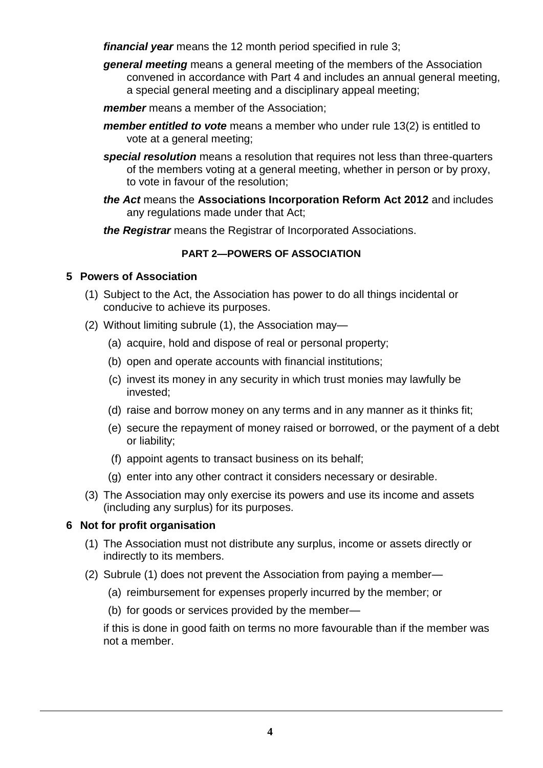***financial year*** means the 12 month period specified in rule 3;

***general meeting*** means a general meeting of the members of the Association convened in accordance with Part 4 and includes an annual general meeting, a special general meeting and a disciplinary appeal meeting;

***member*** means a member of the Association;

***member entitled to vote*** means a member who under rule 13(2) is entitled to vote at a general meeting;

***special resolution*** means a resolution that requires not less than three-quarters of the members voting at a general meeting, whether in person or by proxy, to vote in favour of the resolution;

***the Act*** means the **Associations Incorporation Reform Act 2012** and includes any regulations made under that Act;

***the Registrar*** means the Registrar of Incorporated Associations.

## PART 2—POWERS OF ASSOCIATION

### 5 Powers of Association

(1) Subject to the Act, the Association has power to do all things incidental or conducive to achieve its purposes.

(2) Without limiting subrule (1), the Association may—

- (a) acquire, hold and dispose of real or personal property;
- (b) open and operate accounts with financial institutions;
- (c) invest its money in any security in which trust monies may lawfully be invested;
- (d) raise and borrow money on any terms and in any manner as it thinks fit;
- (e) secure the repayment of money raised or borrowed, or the payment of a debt or liability;
- (f) appoint agents to transact business on its behalf;
- (g) enter into any other contract it considers necessary or desirable.

(3) The Association may only exercise its powers and use its income and assets (including any surplus) for its purposes.

### 6 Not for profit organisation

(1) The Association must not distribute any surplus, income or assets directly or indirectly to its members.

(2) Subrule (1) does not prevent the Association from paying a member—

- (a) reimbursement for expenses properly incurred by the member; or
- (b) for goods or services provided by the member—

if this is done in good faith on terms no more favourable than if the member was not a member.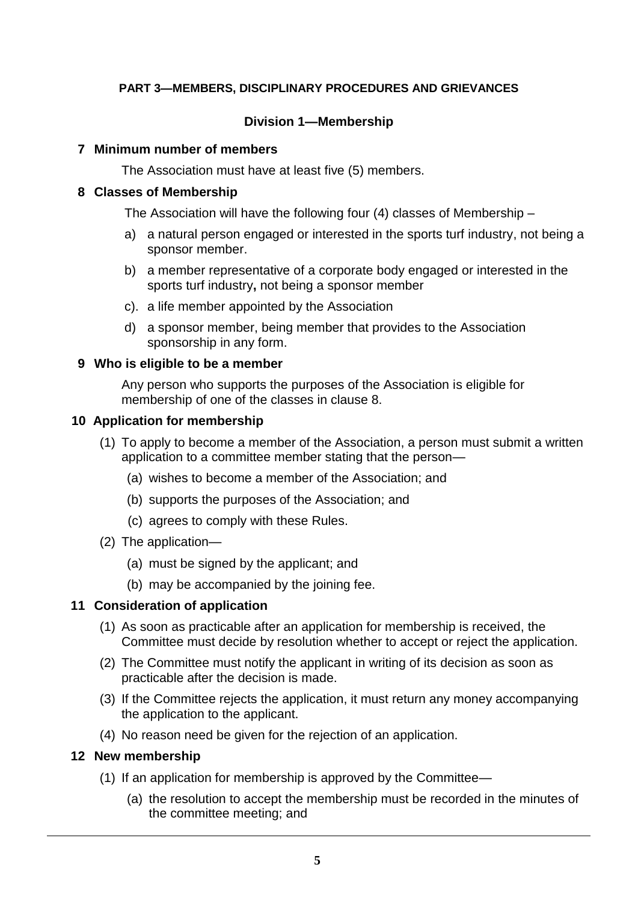## PART 3—MEMBERS, DISCIPLINARY PROCEDURES AND GRIEVANCES

### Division 1—Membership

**7 Minimum number of members**

The Association must have at least five (5) members.

**8 Classes of Membership**

The Association will have the following four (4) classes of Membership –

a) a natural person engaged or interested in the sports turf industry, not being a sponsor member.

b) a member representative of a corporate body engaged or interested in the sports turf industry**,** not being a sponsor member

c). a life member appointed by the Association

d) a sponsor member, being member that provides to the Association sponsorship in any form.

**9 Who is eligible to be a member**

Any person who supports the purposes of the Association is eligible for membership of one of the classes in clause 8.

**10 Application for membership**

(1) To apply to become a member of the Association, a person must submit a written application to a committee member stating that the person—

(a) wishes to become a member of the Association; and

(b) supports the purposes of the Association; and

(c) agrees to comply with these Rules.

(2) The application—

(a) must be signed by the applicant; and

(b) may be accompanied by the joining fee.

**11 Consideration of application**

(1) As soon as practicable after an application for membership is received, the Committee must decide by resolution whether to accept or reject the application.

(2) The Committee must notify the applicant in writing of its decision as soon as practicable after the decision is made.

(3) If the Committee rejects the application, it must return any money accompanying the application to the applicant.

(4) No reason need be given for the rejection of an application.

**12 New membership**

(1) If an application for membership is approved by the Committee—

(a) the resolution to accept the membership must be recorded in the minutes of the committee meeting; and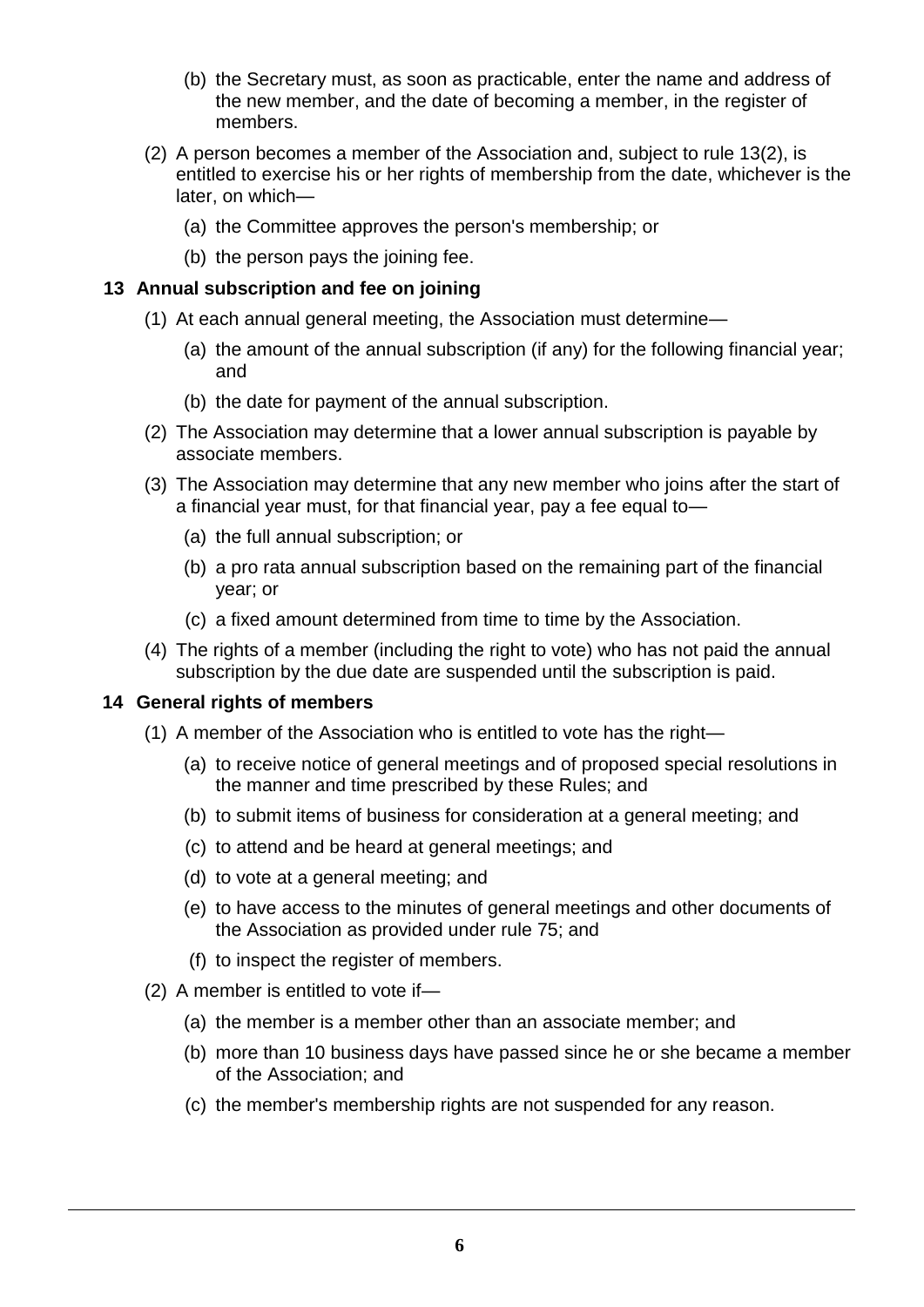(b) the Secretary must, as soon as practicable, enter the name and address of the new member, and the date of becoming a member, in the register of members.

(2) A person becomes a member of the Association and, subject to rule 13(2), is entitled to exercise his or her rights of membership from the date, whichever is the later, on which—

(a) the Committee approves the person's membership; or

(b) the person pays the joining fee.

### 13 Annual subscription and fee on joining

(1) At each annual general meeting, the Association must determine—

(a) the amount of the annual subscription (if any) for the following financial year; and

(b) the date for payment of the annual subscription.

(2) The Association may determine that a lower annual subscription is payable by associate members.

(3) The Association may determine that any new member who joins after the start of a financial year must, for that financial year, pay a fee equal to—

(a) the full annual subscription; or

(b) a pro rata annual subscription based on the remaining part of the financial year; or

(c) a fixed amount determined from time to time by the Association.

(4) The rights of a member (including the right to vote) who has not paid the annual subscription by the due date are suspended until the subscription is paid.

### 14 General rights of members

(1) A member of the Association who is entitled to vote has the right—

(a) to receive notice of general meetings and of proposed special resolutions in the manner and time prescribed by these Rules; and

(b) to submit items of business for consideration at a general meeting; and

(c) to attend and be heard at general meetings; and

(d) to vote at a general meeting; and

(e) to have access to the minutes of general meetings and other documents of the Association as provided under rule 75; and

(f) to inspect the register of members.

(2) A member is entitled to vote if—

(a) the member is a member other than an associate member; and

(b) more than 10 business days have passed since he or she became a member of the Association; and

(c) the member's membership rights are not suspended for any reason.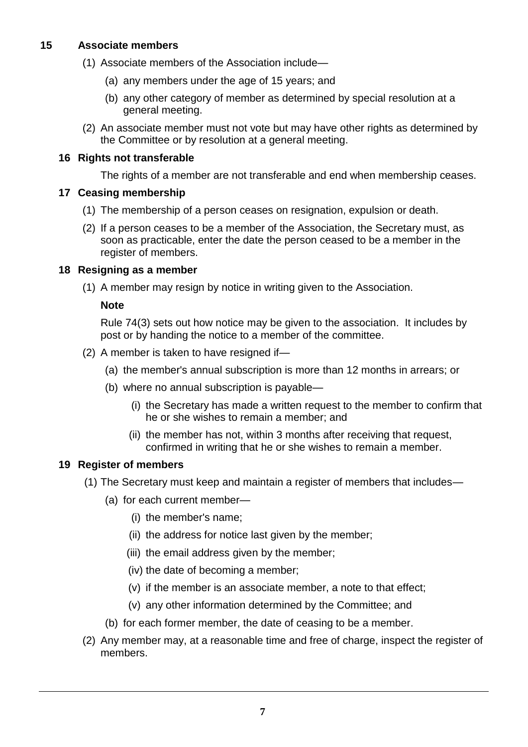### 15 Associate members

(1) Associate members of the Association include—

(a) any members under the age of 15 years; and

(b) any other category of member as determined by special resolution at a general meeting.

(2) An associate member must not vote but may have other rights as determined by the Committee or by resolution at a general meeting.

### 16 Rights not transferable

The rights of a member are not transferable and end when membership ceases.

### 17 Ceasing membership

(1) The membership of a person ceases on resignation, expulsion or death.

(2) If a person ceases to be a member of the Association, the Secretary must, as soon as practicable, enter the date the person ceased to be a member in the register of members.

### 18 Resigning as a member

(1) A member may resign by notice in writing given to the Association.

**Note**

Rule 74(3) sets out how notice may be given to the association. It includes by post or by handing the notice to a member of the committee.

(2) A member is taken to have resigned if—

(a) the member's annual subscription is more than 12 months in arrears; or

(b) where no annual subscription is payable—

(i) the Secretary has made a written request to the member to confirm that he or she wishes to remain a member; and

(ii) the member has not, within 3 months after receiving that request, confirmed in writing that he or she wishes to remain a member.

### 19 Register of members

(1) The Secretary must keep and maintain a register of members that includes—

(a) for each current member—

(i) the member's name;

(ii) the address for notice last given by the member;

(iii) the email address given by the member;

(iv) the date of becoming a member;

(v) if the member is an associate member, a note to that effect;

(v) any other information determined by the Committee; and

(b) for each former member, the date of ceasing to be a member.

(2) Any member may, at a reasonable time and free of charge, inspect the register of members.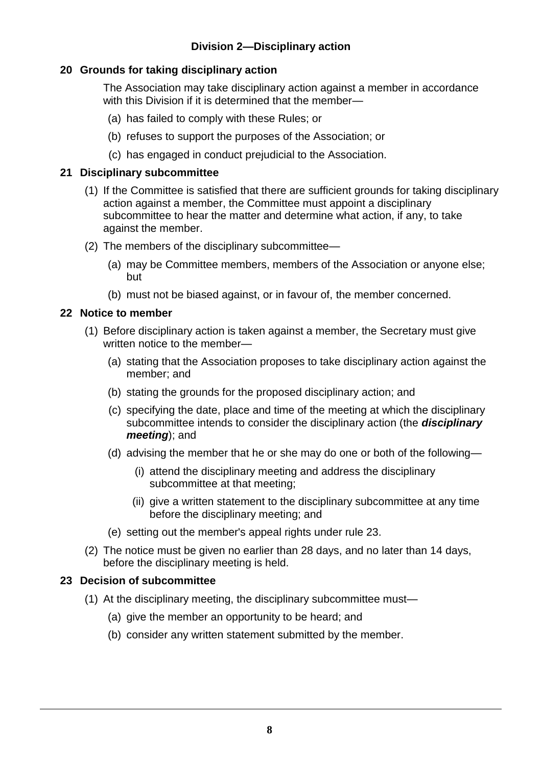## Division 2—Disciplinary action

### 20 Grounds for taking disciplinary action

The Association may take disciplinary action against a member in accordance with this Division if it is determined that the member—

(a) has failed to comply with these Rules; or

(b) refuses to support the purposes of the Association; or

(c) has engaged in conduct prejudicial to the Association.

### 21 Disciplinary subcommittee

(1) If the Committee is satisfied that there are sufficient grounds for taking disciplinary action against a member, the Committee must appoint a disciplinary subcommittee to hear the matter and determine what action, if any, to take against the member.

(2) The members of the disciplinary subcommittee—

(a) may be Committee members, members of the Association or anyone else; but

(b) must not be biased against, or in favour of, the member concerned.

### 22 Notice to member

(1) Before disciplinary action is taken against a member, the Secretary must give written notice to the member—

(a) stating that the Association proposes to take disciplinary action against the member; and

(b) stating the grounds for the proposed disciplinary action; and

(c) specifying the date, place and time of the meeting at which the disciplinary subcommittee intends to consider the disciplinary action (the ***disciplinary meeting***); and

(d) advising the member that he or she may do one or both of the following—

(i) attend the disciplinary meeting and address the disciplinary subcommittee at that meeting;

(ii) give a written statement to the disciplinary subcommittee at any time before the disciplinary meeting; and

(e) setting out the member's appeal rights under rule 23.

(2) The notice must be given no earlier than 28 days, and no later than 14 days, before the disciplinary meeting is held.

### 23 Decision of subcommittee

(1) At the disciplinary meeting, the disciplinary subcommittee must—

(a) give the member an opportunity to be heard; and

(b) consider any written statement submitted by the member.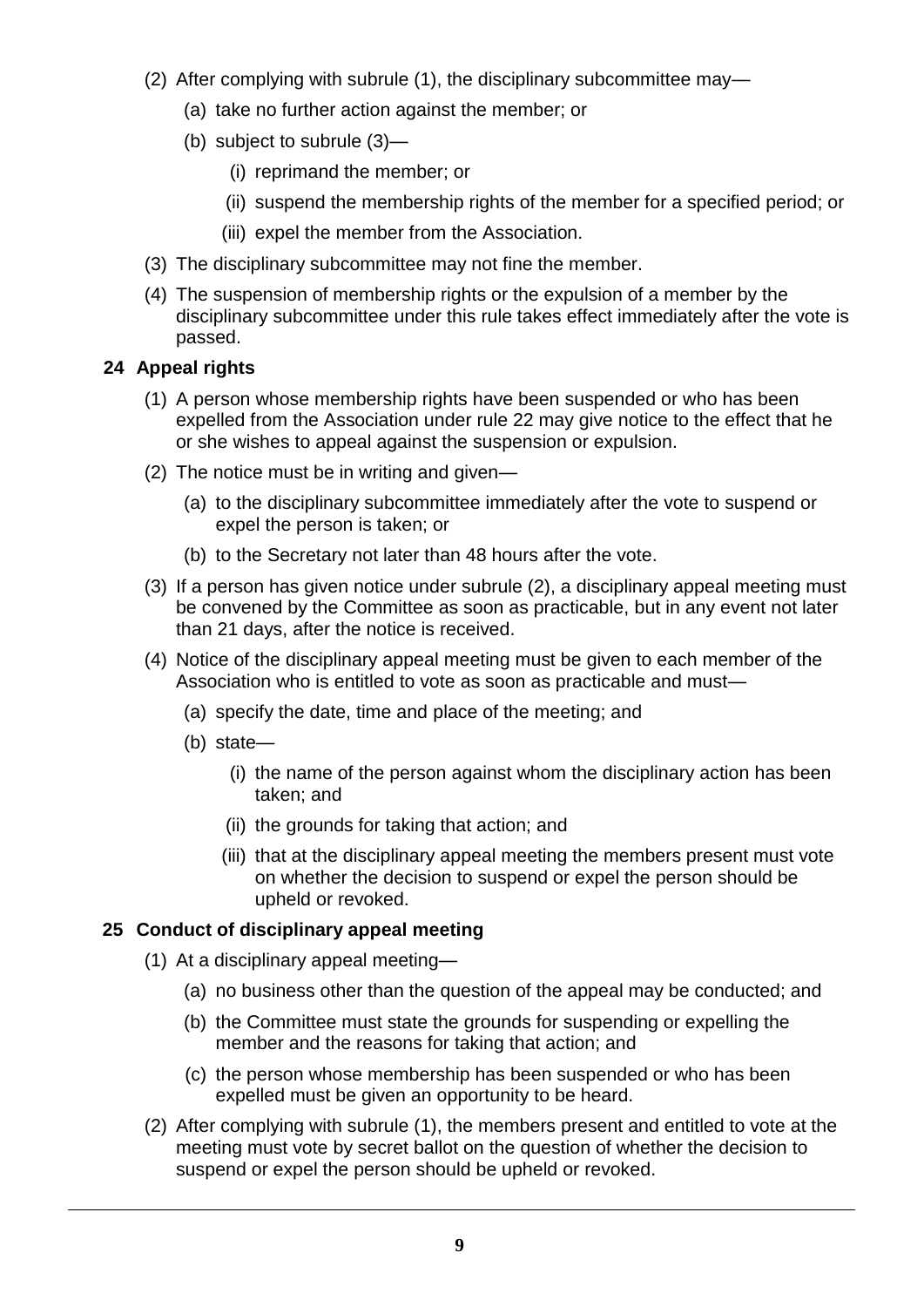(2) After complying with subrule (1), the disciplinary subcommittee may—

(a) take no further action against the member; or

(b) subject to subrule (3)—

(i) reprimand the member; or

(ii) suspend the membership rights of the member for a specified period; or

(iii) expel the member from the Association.

(3) The disciplinary subcommittee may not fine the member.

(4) The suspension of membership rights or the expulsion of a member by the disciplinary subcommittee under this rule takes effect immediately after the vote is passed.

### 24 Appeal rights

(1) A person whose membership rights have been suspended or who has been expelled from the Association under rule 22 may give notice to the effect that he or she wishes to appeal against the suspension or expulsion.

(2) The notice must be in writing and given—

(a) to the disciplinary subcommittee immediately after the vote to suspend or expel the person is taken; or

(b) to the Secretary not later than 48 hours after the vote.

(3) If a person has given notice under subrule (2), a disciplinary appeal meeting must be convened by the Committee as soon as practicable, but in any event not later than 21 days, after the notice is received.

(4) Notice of the disciplinary appeal meeting must be given to each member of the Association who is entitled to vote as soon as practicable and must—

(a) specify the date, time and place of the meeting; and

(b) state—

(i) the name of the person against whom the disciplinary action has been taken; and

(ii) the grounds for taking that action; and

(iii) that at the disciplinary appeal meeting the members present must vote on whether the decision to suspend or expel the person should be upheld or revoked.

### 25 Conduct of disciplinary appeal meeting

(1) At a disciplinary appeal meeting—

(a) no business other than the question of the appeal may be conducted; and

(b) the Committee must state the grounds for suspending or expelling the member and the reasons for taking that action; and

(c) the person whose membership has been suspended or who has been expelled must be given an opportunity to be heard.

(2) After complying with subrule (1), the members present and entitled to vote at the meeting must vote by secret ballot on the question of whether the decision to suspend or expel the person should be upheld or revoked.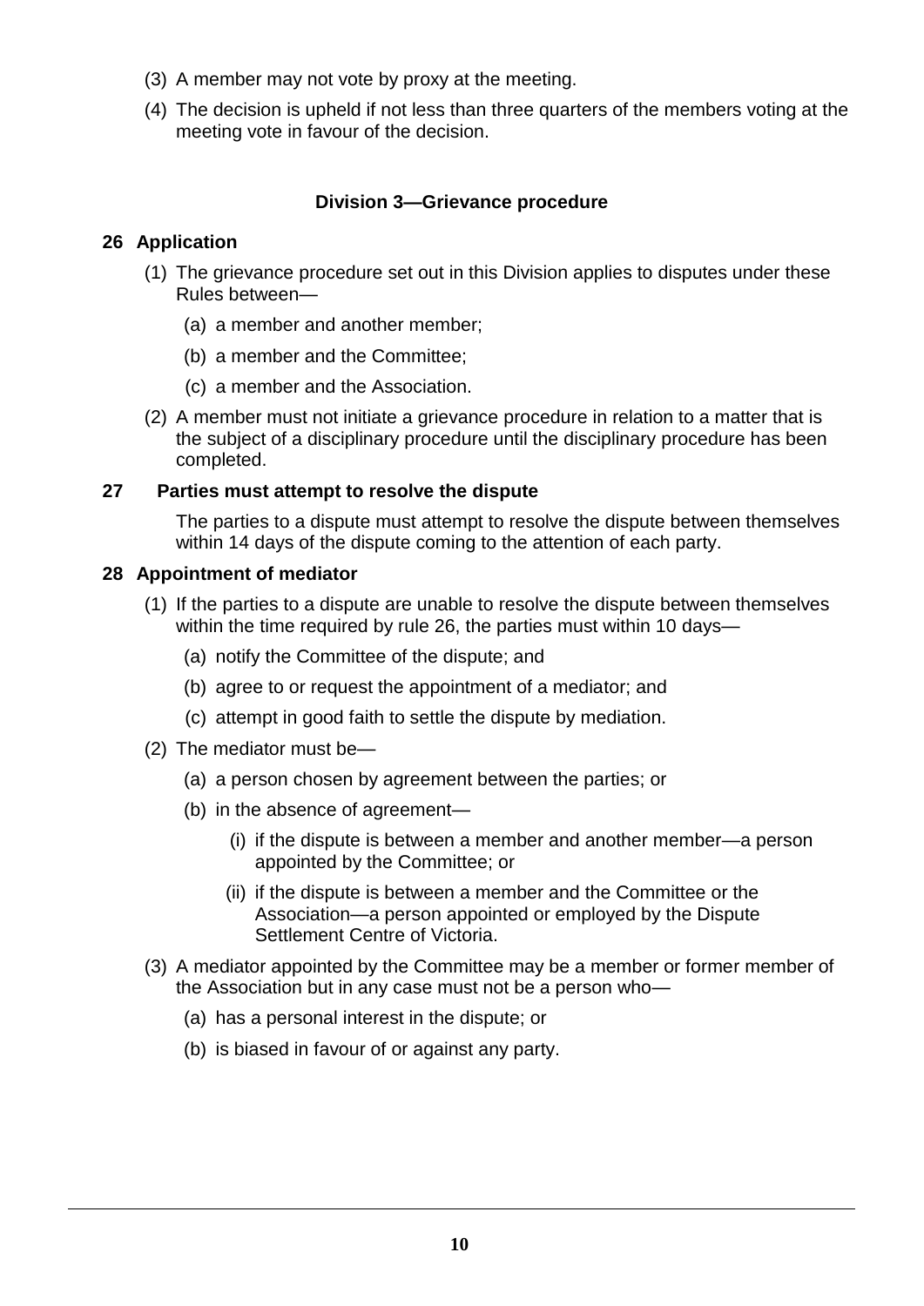(3) A member may not vote by proxy at the meeting.

(4) The decision is upheld if not less than three quarters of the members voting at the meeting vote in favour of the decision.

### Division 3—Grievance procedure

**26 Application**

(1) The grievance procedure set out in this Division applies to disputes under these Rules between—

(a) a member and another member;

(b) a member and the Committee;

(c) a member and the Association.

(2) A member must not initiate a grievance procedure in relation to a matter that is the subject of a disciplinary procedure until the disciplinary procedure has been completed.

**27 Parties must attempt to resolve the dispute**

The parties to a dispute must attempt to resolve the dispute between themselves within 14 days of the dispute coming to the attention of each party.

**28 Appointment of mediator**

(1) If the parties to a dispute are unable to resolve the dispute between themselves within the time required by rule 26, the parties must within 10 days—

(a) notify the Committee of the dispute; and

(b) agree to or request the appointment of a mediator; and

(c) attempt in good faith to settle the dispute by mediation.

(2) The mediator must be—

(a) a person chosen by agreement between the parties; or

(b) in the absence of agreement—

(i) if the dispute is between a member and another member—a person appointed by the Committee; or

(ii) if the dispute is between a member and the Committee or the Association—a person appointed or employed by the Dispute Settlement Centre of Victoria.

(3) A mediator appointed by the Committee may be a member or former member of the Association but in any case must not be a person who—

(a) has a personal interest in the dispute; or

(b) is biased in favour of or against any party.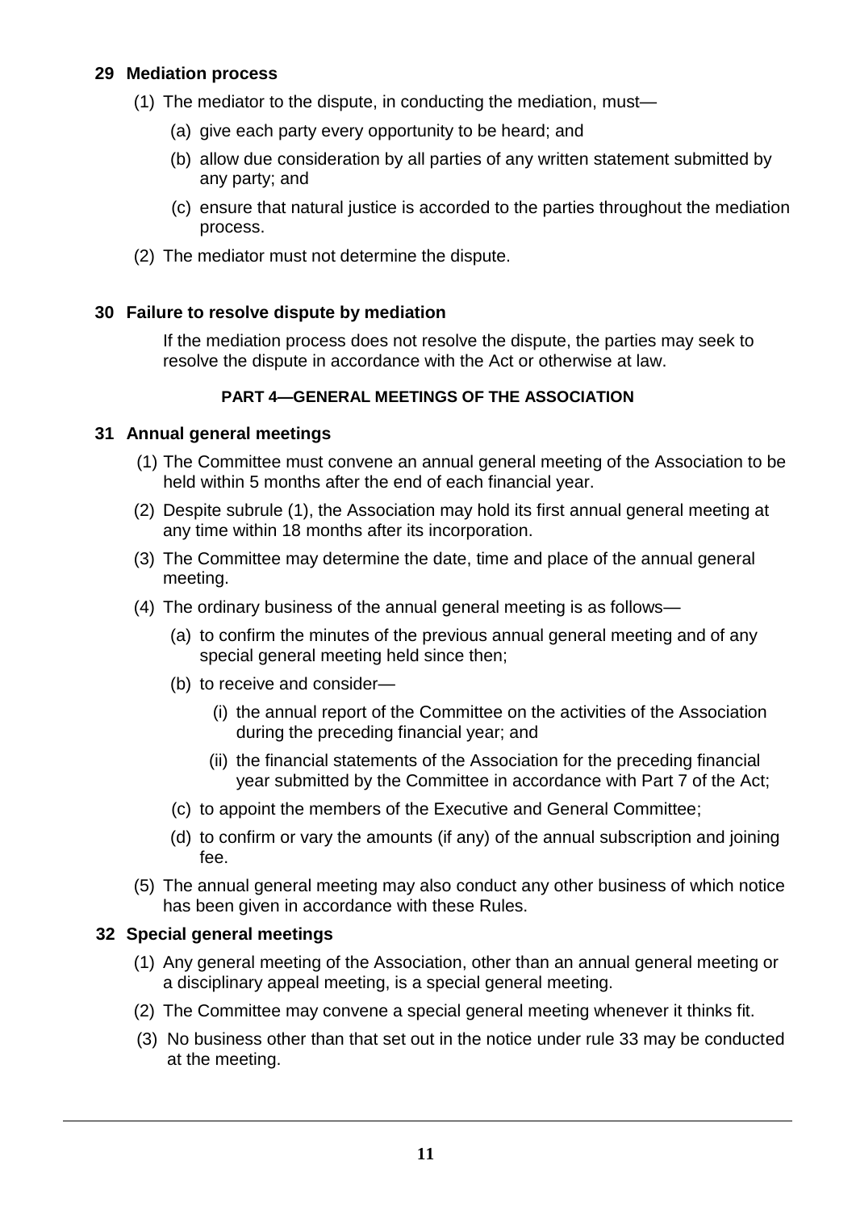**29 Mediation process**

(1) The mediator to the dispute, in conducting the mediation, must—

(a) give each party every opportunity to be heard; and

(b) allow due consideration by all parties of any written statement submitted by any party; and

(c) ensure that natural justice is accorded to the parties throughout the mediation process.

(2) The mediator must not determine the dispute.

**30 Failure to resolve dispute by mediation**

If the mediation process does not resolve the dispute, the parties may seek to resolve the dispute in accordance with the Act or otherwise at law.

## PART 4—GENERAL MEETINGS OF THE ASSOCIATION

**31 Annual general meetings**

(1) The Committee must convene an annual general meeting of the Association to be held within 5 months after the end of each financial year.

(2) Despite subrule (1), the Association may hold its first annual general meeting at any time within 18 months after its incorporation.

(3) The Committee may determine the date, time and place of the annual general meeting.

(4) The ordinary business of the annual general meeting is as follows—

(a) to confirm the minutes of the previous annual general meeting and of any special general meeting held since then;

(b) to receive and consider—

(i) the annual report of the Committee on the activities of the Association during the preceding financial year; and

(ii) the financial statements of the Association for the preceding financial year submitted by the Committee in accordance with Part 7 of the Act;

(c) to appoint the members of the Executive and General Committee;

(d) to confirm or vary the amounts (if any) of the annual subscription and joining fee.

(5) The annual general meeting may also conduct any other business of which notice has been given in accordance with these Rules.

**32 Special general meetings**

(1) Any general meeting of the Association, other than an annual general meeting or a disciplinary appeal meeting, is a special general meeting.

(2) The Committee may convene a special general meeting whenever it thinks fit.

(3) No business other than that set out in the notice under rule 33 may be conducted at the meeting.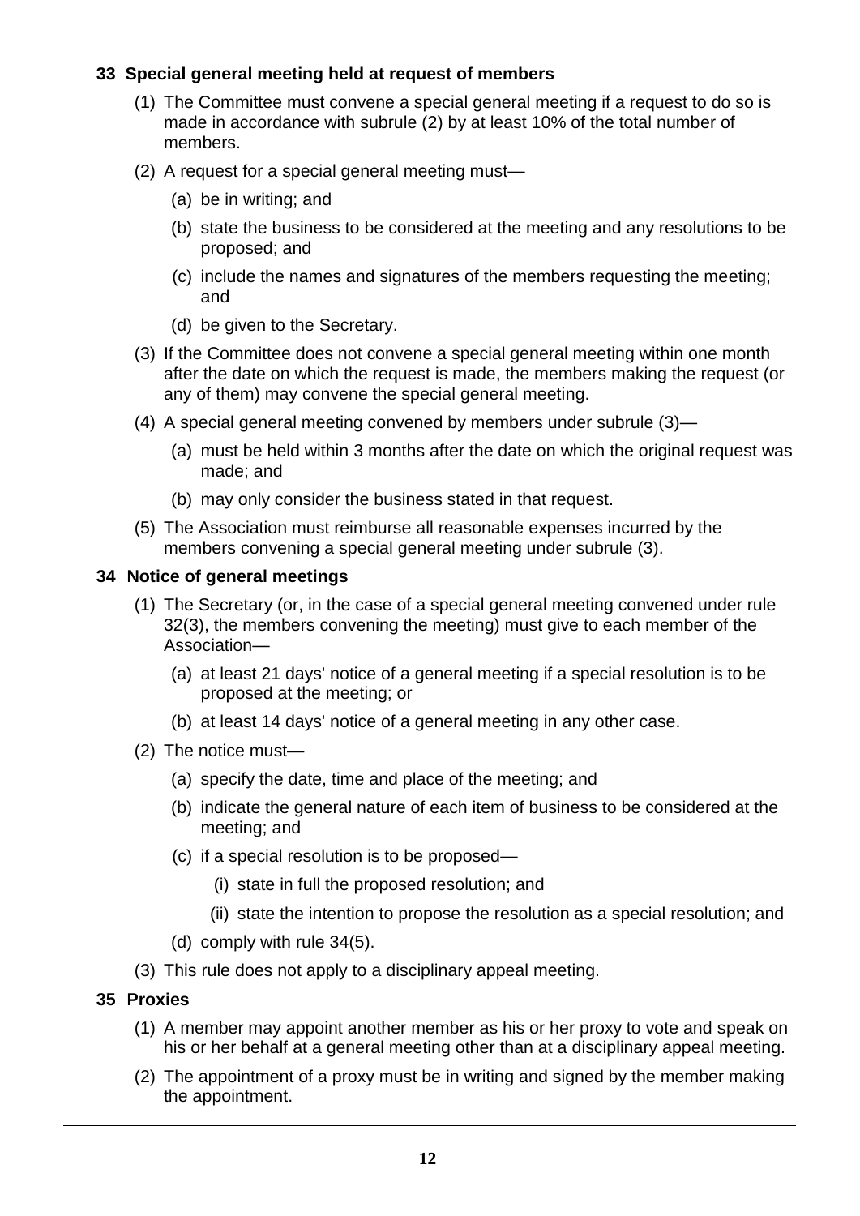### 33 Special general meeting held at request of members

(1) The Committee must convene a special general meeting if a request to do so is made in accordance with subrule (2) by at least 10% of the total number of members.

(2) A request for a special general meeting must—

- (a) be in writing; and
- (b) state the business to be considered at the meeting and any resolutions to be proposed; and
- (c) include the names and signatures of the members requesting the meeting; and
- (d) be given to the Secretary.

(3) If the Committee does not convene a special general meeting within one month after the date on which the request is made, the members making the request (or any of them) may convene the special general meeting.

(4) A special general meeting convened by members under subrule (3)—

- (a) must be held within 3 months after the date on which the original request was made; and
- (b) may only consider the business stated in that request.

(5) The Association must reimburse all reasonable expenses incurred by the members convening a special general meeting under subrule (3).

### 34 Notice of general meetings

(1) The Secretary (or, in the case of a special general meeting convened under rule 32(3), the members convening the meeting) must give to each member of the Association—

- (a) at least 21 days' notice of a general meeting if a special resolution is to be proposed at the meeting; or
- (b) at least 14 days' notice of a general meeting in any other case.

(2) The notice must—

- (a) specify the date, time and place of the meeting; and
- (b) indicate the general nature of each item of business to be considered at the meeting; and
- (c) if a special resolution is to be proposed—
  - (i) state in full the proposed resolution; and
  - (ii) state the intention to propose the resolution as a special resolution; and
- (d) comply with rule 34(5).

(3) This rule does not apply to a disciplinary appeal meeting.

### 35 Proxies

(1) A member may appoint another member as his or her proxy to vote and speak on his or her behalf at a general meeting other than at a disciplinary appeal meeting.

(2) The appointment of a proxy must be in writing and signed by the member making the appointment.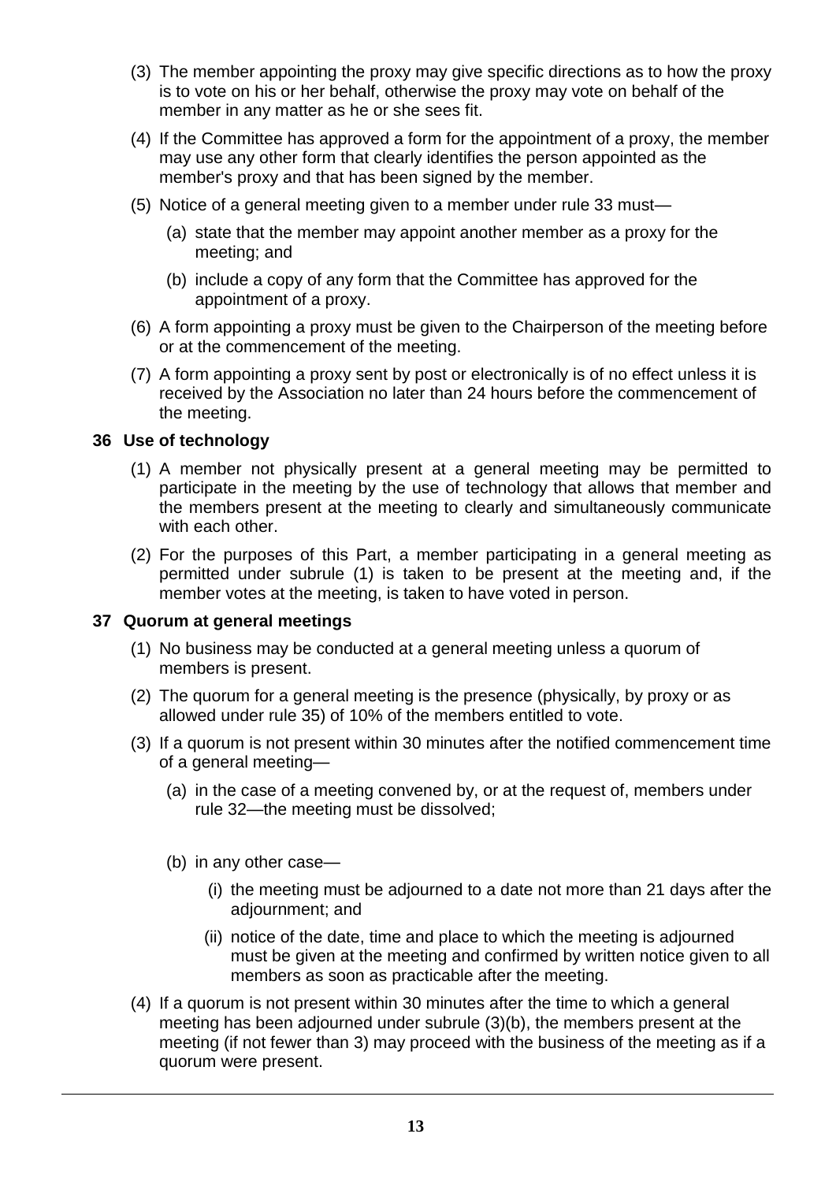(3) The member appointing the proxy may give specific directions as to how the proxy is to vote on his or her behalf, otherwise the proxy may vote on behalf of the member in any matter as he or she sees fit.

(4) If the Committee has approved a form for the appointment of a proxy, the member may use any other form that clearly identifies the person appointed as the member's proxy and that has been signed by the member.

(5) Notice of a general meeting given to a member under rule 33 must—

  (a) state that the member may appoint another member as a proxy for the meeting; and

  (b) include a copy of any form that the Committee has approved for the appointment of a proxy.

(6) A form appointing a proxy must be given to the Chairperson of the meeting before or at the commencement of the meeting.

(7) A form appointing a proxy sent by post or electronically is of no effect unless it is received by the Association no later than 24 hours before the commencement of the meeting.

### 36 Use of technology

(1) A member not physically present at a general meeting may be permitted to participate in the meeting by the use of technology that allows that member and the members present at the meeting to clearly and simultaneously communicate with each other.

(2) For the purposes of this Part, a member participating in a general meeting as permitted under subrule (1) is taken to be present at the meeting and, if the member votes at the meeting, is taken to have voted in person.

### 37 Quorum at general meetings

(1) No business may be conducted at a general meeting unless a quorum of members is present.

(2) The quorum for a general meeting is the presence (physically, by proxy or as allowed under rule 35) of 10% of the members entitled to vote.

(3) If a quorum is not present within 30 minutes after the notified commencement time of a general meeting—

  (a) in the case of a meeting convened by, or at the request of, members under rule 32—the meeting must be dissolved;

  (b) in any other case—

    (i) the meeting must be adjourned to a date not more than 21 days after the adjournment; and

    (ii) notice of the date, time and place to which the meeting is adjourned must be given at the meeting and confirmed by written notice given to all members as soon as practicable after the meeting.

(4) If a quorum is not present within 30 minutes after the time to which a general meeting has been adjourned under subrule (3)(b), the members present at the meeting (if not fewer than 3) may proceed with the business of the meeting as if a quorum were present.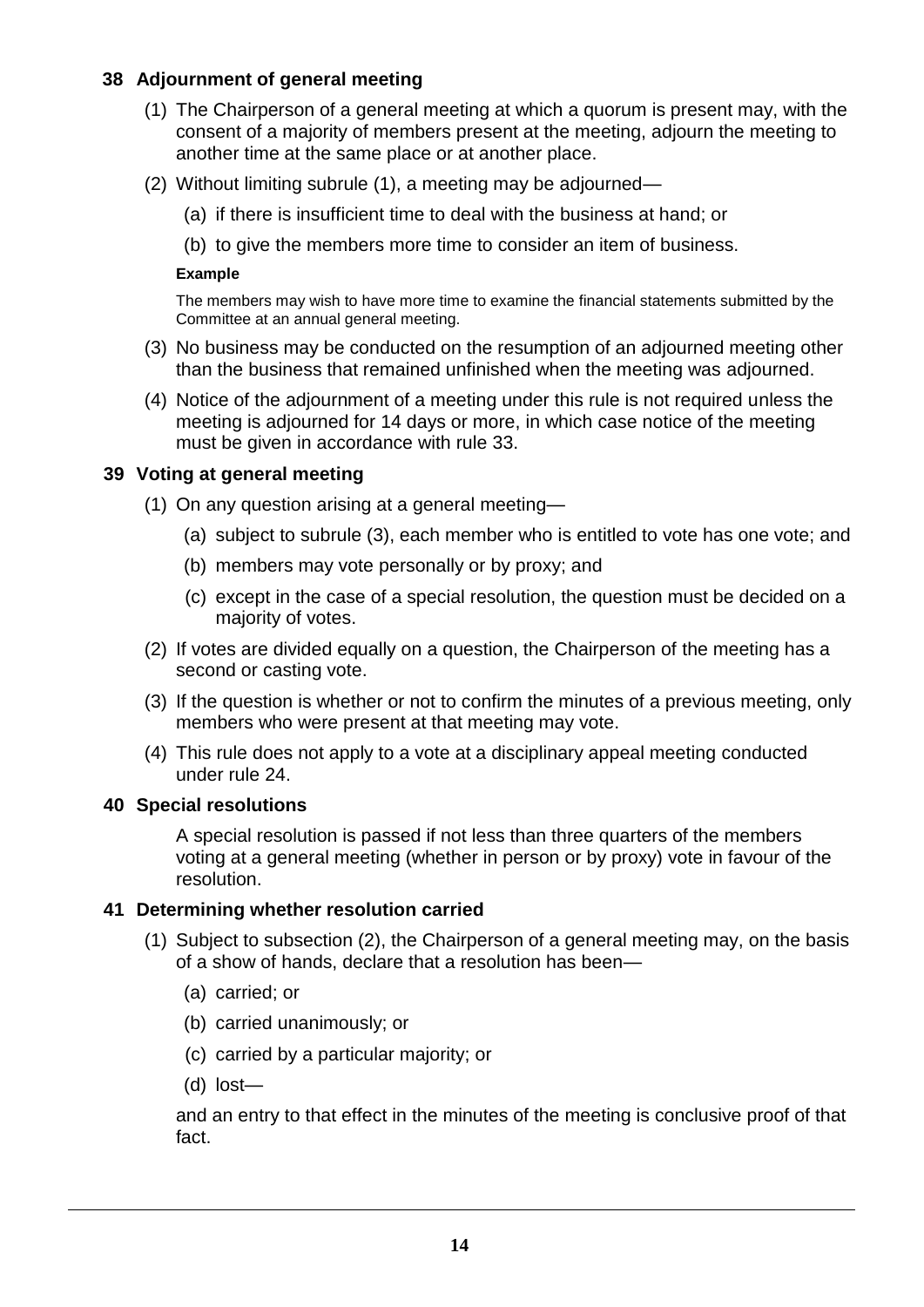### 38 Adjournment of general meeting

(1) The Chairperson of a general meeting at which a quorum is present may, with the consent of a majority of members present at the meeting, adjourn the meeting to another time at the same place or at another place.

(2) Without limiting subrule (1), a meeting may be adjourned—

(a) if there is insufficient time to deal with the business at hand; or

(b) to give the members more time to consider an item of business.

**Example**

The members may wish to have more time to examine the financial statements submitted by the Committee at an annual general meeting.

(3) No business may be conducted on the resumption of an adjourned meeting other than the business that remained unfinished when the meeting was adjourned.

(4) Notice of the adjournment of a meeting under this rule is not required unless the meeting is adjourned for 14 days or more, in which case notice of the meeting must be given in accordance with rule 33.

### 39 Voting at general meeting

(1) On any question arising at a general meeting—

(a) subject to subrule (3), each member who is entitled to vote has one vote; and

(b) members may vote personally or by proxy; and

(c) except in the case of a special resolution, the question must be decided on a majority of votes.

(2) If votes are divided equally on a question, the Chairperson of the meeting has a second or casting vote.

(3) If the question is whether or not to confirm the minutes of a previous meeting, only members who were present at that meeting may vote.

(4) This rule does not apply to a vote at a disciplinary appeal meeting conducted under rule 24.

### 40 Special resolutions

A special resolution is passed if not less than three quarters of the members voting at a general meeting (whether in person or by proxy) vote in favour of the resolution.

### 41 Determining whether resolution carried

(1) Subject to subsection (2), the Chairperson of a general meeting may, on the basis of a show of hands, declare that a resolution has been—

(a) carried; or

(b) carried unanimously; or

(c) carried by a particular majority; or

(d) lost—

and an entry to that effect in the minutes of the meeting is conclusive proof of that fact.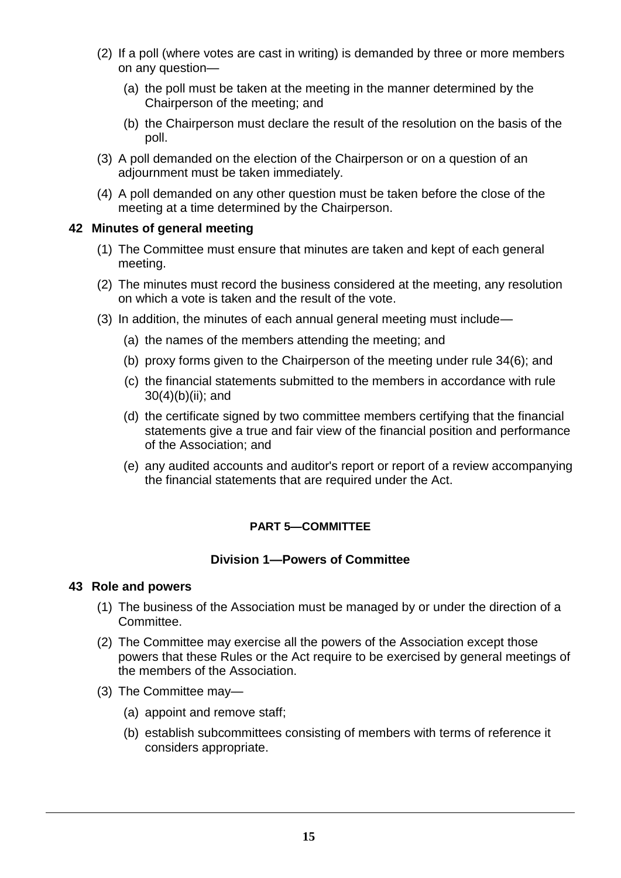(2) If a poll (where votes are cast in writing) is demanded by three or more members on any question—

(a) the poll must be taken at the meeting in the manner determined by the Chairperson of the meeting; and

(b) the Chairperson must declare the result of the resolution on the basis of the poll.

(3) A poll demanded on the election of the Chairperson or on a question of an adjournment must be taken immediately.

(4) A poll demanded on any other question must be taken before the close of the meeting at a time determined by the Chairperson.

### 42 Minutes of general meeting

(1) The Committee must ensure that minutes are taken and kept of each general meeting.

(2) The minutes must record the business considered at the meeting, any resolution on which a vote is taken and the result of the vote.

(3) In addition, the minutes of each annual general meeting must include—

(a) the names of the members attending the meeting; and

(b) proxy forms given to the Chairperson of the meeting under rule 34(6); and

(c) the financial statements submitted to the members in accordance with rule 30(4)(b)(ii); and

(d) the certificate signed by two committee members certifying that the financial statements give a true and fair view of the financial position and performance of the Association; and

(e) any audited accounts and auditor's report or report of a review accompanying the financial statements that are required under the Act.

## PART 5—COMMITTEE

### Division 1—Powers of Committee

### 43 Role and powers

(1) The business of the Association must be managed by or under the direction of a Committee.

(2) The Committee may exercise all the powers of the Association except those powers that these Rules or the Act require to be exercised by general meetings of the members of the Association.

(3) The Committee may—

(a) appoint and remove staff;

(b) establish subcommittees consisting of members with terms of reference it considers appropriate.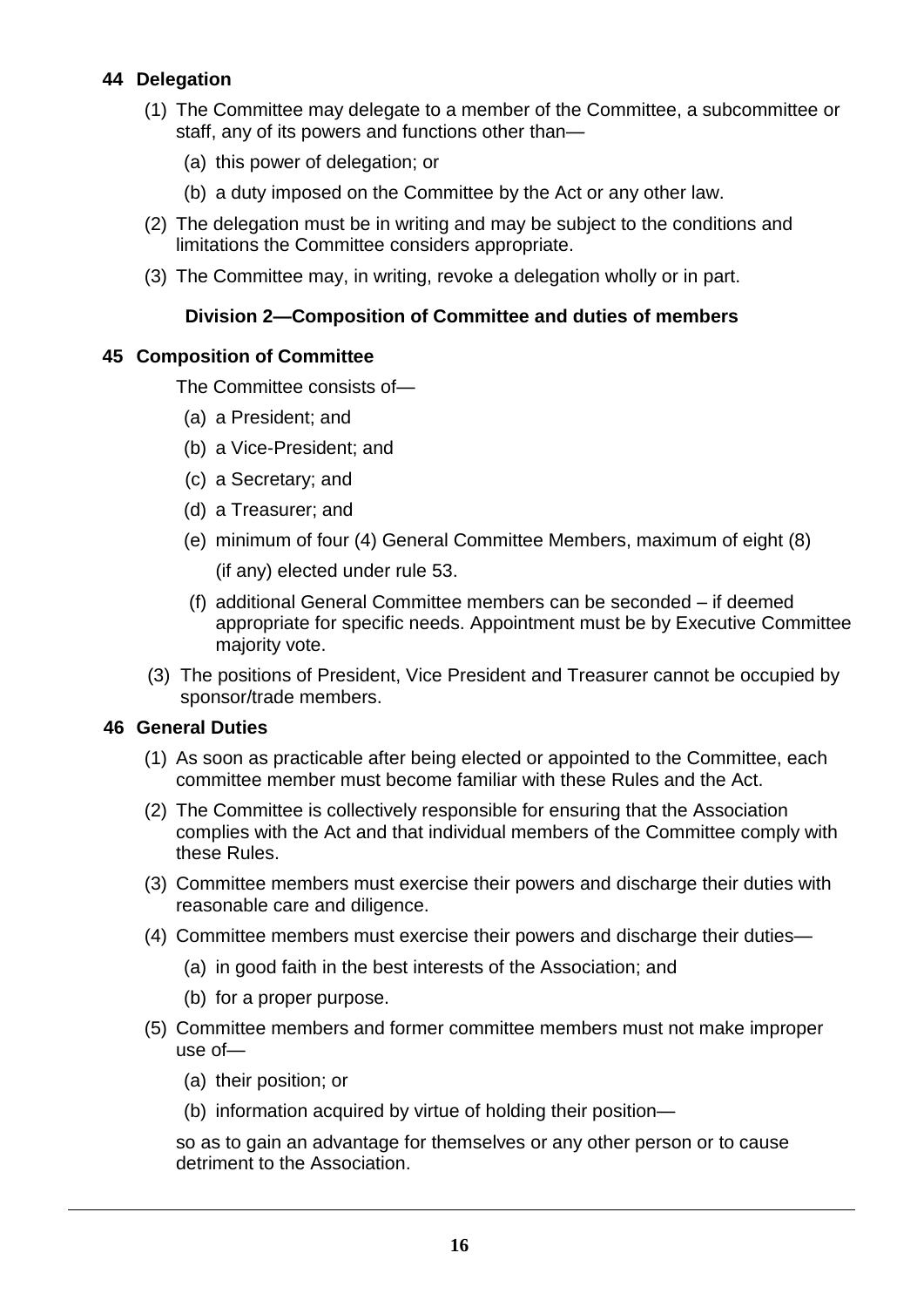### 44 Delegation

(1) The Committee may delegate to a member of the Committee, a subcommittee or staff, any of its powers and functions other than—

(a) this power of delegation; or

(b) a duty imposed on the Committee by the Act or any other law.

(2) The delegation must be in writing and may be subject to the conditions and limitations the Committee considers appropriate.

(3) The Committee may, in writing, revoke a delegation wholly or in part.

## Division 2—Composition of Committee and duties of members

### 45 Composition of Committee

The Committee consists of—

(a) a President; and

(b) a Vice-President; and

(c) a Secretary; and

(d) a Treasurer; and

(e) minimum of four (4) General Committee Members, maximum of eight (8) (if any) elected under rule 53.

(f) additional General Committee members can be seconded – if deemed appropriate for specific needs. Appointment must be by Executive Committee majority vote.

(3) The positions of President, Vice President and Treasurer cannot be occupied by sponsor/trade members.

### 46 General Duties

(1) As soon as practicable after being elected or appointed to the Committee, each committee member must become familiar with these Rules and the Act.

(2) The Committee is collectively responsible for ensuring that the Association complies with the Act and that individual members of the Committee comply with these Rules.

(3) Committee members must exercise their powers and discharge their duties with reasonable care and diligence.

(4) Committee members must exercise their powers and discharge their duties—

(a) in good faith in the best interests of the Association; and

(b) for a proper purpose.

(5) Committee members and former committee members must not make improper use of—

(a) their position; or

(b) information acquired by virtue of holding their position—

so as to gain an advantage for themselves or any other person or to cause detriment to the Association.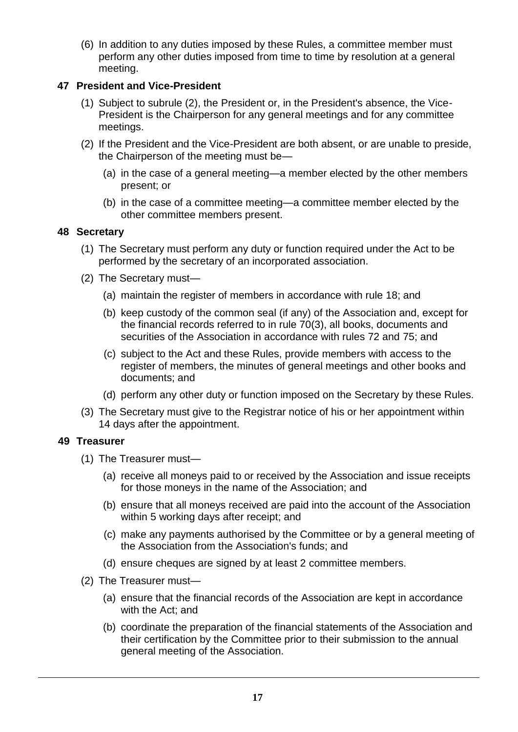(6) In addition to any duties imposed by these Rules, a committee member must perform any other duties imposed from time to time by resolution at a general meeting.

### 47 President and Vice-President

(1) Subject to subrule (2), the President or, in the President's absence, the Vice-President is the Chairperson for any general meetings and for any committee meetings.

(2) If the President and the Vice-President are both absent, or are unable to preside, the Chairperson of the meeting must be—

(a) in the case of a general meeting—a member elected by the other members present; or

(b) in the case of a committee meeting—a committee member elected by the other committee members present.

### 48 Secretary

(1) The Secretary must perform any duty or function required under the Act to be performed by the secretary of an incorporated association.

(2) The Secretary must—

(a) maintain the register of members in accordance with rule 18; and

(b) keep custody of the common seal (if any) of the Association and, except for the financial records referred to in rule 70(3), all books, documents and securities of the Association in accordance with rules 72 and 75; and

(c) subject to the Act and these Rules, provide members with access to the register of members, the minutes of general meetings and other books and documents; and

(d) perform any other duty or function imposed on the Secretary by these Rules.

(3) The Secretary must give to the Registrar notice of his or her appointment within 14 days after the appointment.

### 49 Treasurer

(1) The Treasurer must—

(a) receive all moneys paid to or received by the Association and issue receipts for those moneys in the name of the Association; and

(b) ensure that all moneys received are paid into the account of the Association within 5 working days after receipt; and

(c) make any payments authorised by the Committee or by a general meeting of the Association from the Association's funds; and

(d) ensure cheques are signed by at least 2 committee members.

(2) The Treasurer must—

(a) ensure that the financial records of the Association are kept in accordance with the Act; and

(b) coordinate the preparation of the financial statements of the Association and their certification by the Committee prior to their submission to the annual general meeting of the Association.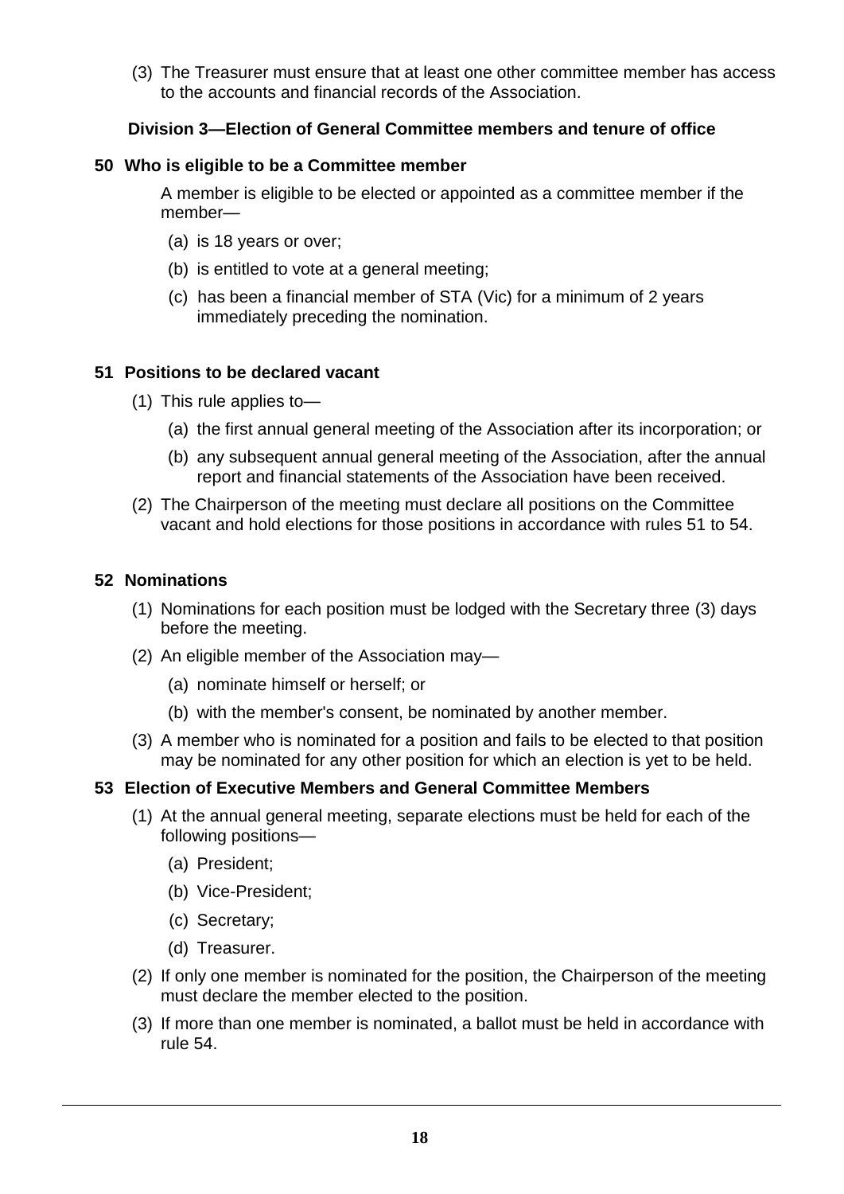(3) The Treasurer must ensure that at least one other committee member has access to the accounts and financial records of the Association.

### Division 3—Election of General Committee members and tenure of office

#### 50 Who is eligible to be a Committee member

A member is eligible to be elected or appointed as a committee member if the member—

(a) is 18 years or over;

(b) is entitled to vote at a general meeting;

(c) has been a financial member of STA (Vic) for a minimum of 2 years immediately preceding the nomination.

#### 51 Positions to be declared vacant

(1) This rule applies to—

(a) the first annual general meeting of the Association after its incorporation; or

(b) any subsequent annual general meeting of the Association, after the annual report and financial statements of the Association have been received.

(2) The Chairperson of the meeting must declare all positions on the Committee vacant and hold elections for those positions in accordance with rules 51 to 54.

#### 52 Nominations

(1) Nominations for each position must be lodged with the Secretary three (3) days before the meeting.

(2) An eligible member of the Association may—

(a) nominate himself or herself; or

(b) with the member's consent, be nominated by another member.

(3) A member who is nominated for a position and fails to be elected to that position may be nominated for any other position for which an election is yet to be held.

#### 53 Election of Executive Members and General Committee Members

(1) At the annual general meeting, separate elections must be held for each of the following positions—

(a) President;

(b) Vice-President;

(c) Secretary;

(d) Treasurer.

(2) If only one member is nominated for the position, the Chairperson of the meeting must declare the member elected to the position.

(3) If more than one member is nominated, a ballot must be held in accordance with rule 54.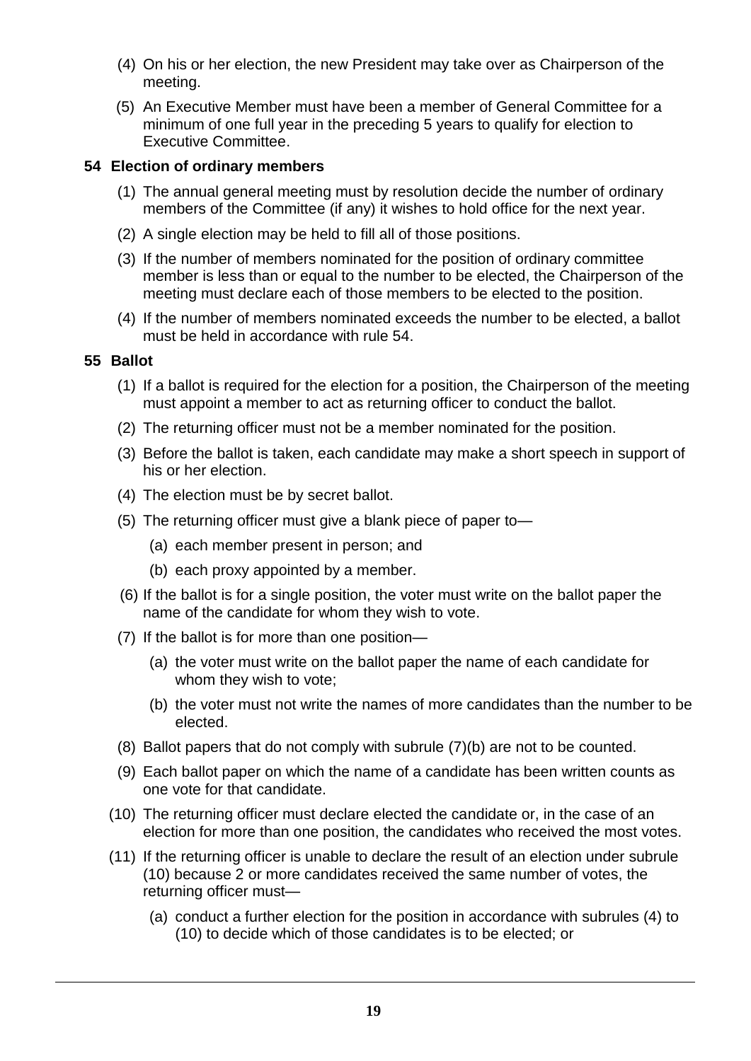(4) On his or her election, the new President may take over as Chairperson of the meeting.

(5) An Executive Member must have been a member of General Committee for a minimum of one full year in the preceding 5 years to qualify for election to Executive Committee.

### 54 Election of ordinary members

(1) The annual general meeting must by resolution decide the number of ordinary members of the Committee (if any) it wishes to hold office for the next year.

(2) A single election may be held to fill all of those positions.

(3) If the number of members nominated for the position of ordinary committee member is less than or equal to the number to be elected, the Chairperson of the meeting must declare each of those members to be elected to the position.

(4) If the number of members nominated exceeds the number to be elected, a ballot must be held in accordance with rule 54.

### 55 Ballot

(1) If a ballot is required for the election for a position, the Chairperson of the meeting must appoint a member to act as returning officer to conduct the ballot.

(2) The returning officer must not be a member nominated for the position.

(3) Before the ballot is taken, each candidate may make a short speech in support of his or her election.

(4) The election must be by secret ballot.

(5) The returning officer must give a blank piece of paper to—

  (a) each member present in person; and

  (b) each proxy appointed by a member.

(6) If the ballot is for a single position, the voter must write on the ballot paper the name of the candidate for whom they wish to vote.

(7) If the ballot is for more than one position—

  (a) the voter must write on the ballot paper the name of each candidate for whom they wish to vote;

  (b) the voter must not write the names of more candidates than the number to be elected.

(8) Ballot papers that do not comply with subrule (7)(b) are not to be counted.

(9) Each ballot paper on which the name of a candidate has been written counts as one vote for that candidate.

(10) The returning officer must declare elected the candidate or, in the case of an election for more than one position, the candidates who received the most votes.

(11) If the returning officer is unable to declare the result of an election under subrule (10) because 2 or more candidates received the same number of votes, the returning officer must—

  (a) conduct a further election for the position in accordance with subrules (4) to (10) to decide which of those candidates is to be elected; or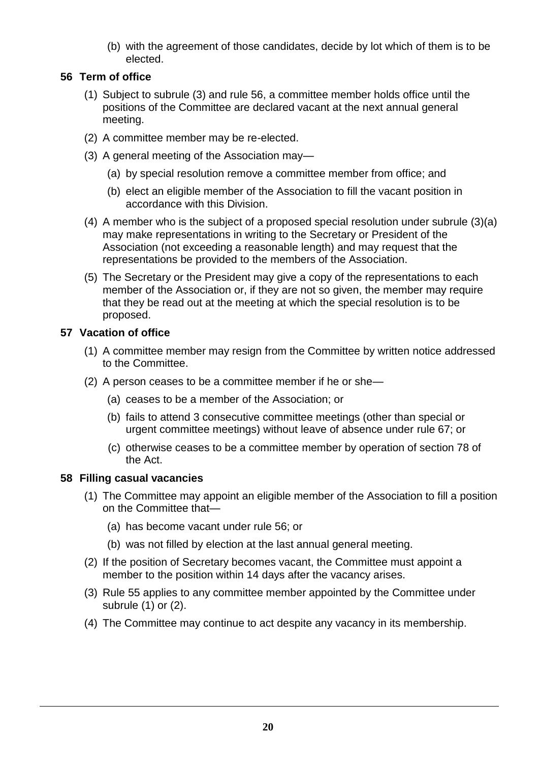(b) with the agreement of those candidates, decide by lot which of them is to be elected.

### 56 Term of office

(1) Subject to subrule (3) and rule 56, a committee member holds office until the positions of the Committee are declared vacant at the next annual general meeting.

(2) A committee member may be re-elected.

(3) A general meeting of the Association may—

(a) by special resolution remove a committee member from office; and

(b) elect an eligible member of the Association to fill the vacant position in accordance with this Division.

(4) A member who is the subject of a proposed special resolution under subrule (3)(a) may make representations in writing to the Secretary or President of the Association (not exceeding a reasonable length) and may request that the representations be provided to the members of the Association.

(5) The Secretary or the President may give a copy of the representations to each member of the Association or, if they are not so given, the member may require that they be read out at the meeting at which the special resolution is to be proposed.

### 57 Vacation of office

(1) A committee member may resign from the Committee by written notice addressed to the Committee.

(2) A person ceases to be a committee member if he or she—

(a) ceases to be a member of the Association; or

(b) fails to attend 3 consecutive committee meetings (other than special or urgent committee meetings) without leave of absence under rule 67; or

(c) otherwise ceases to be a committee member by operation of section 78 of the Act.

### 58 Filling casual vacancies

(1) The Committee may appoint an eligible member of the Association to fill a position on the Committee that—

(a) has become vacant under rule 56; or

(b) was not filled by election at the last annual general meeting.

(2) If the position of Secretary becomes vacant, the Committee must appoint a member to the position within 14 days after the vacancy arises.

(3) Rule 55 applies to any committee member appointed by the Committee under subrule (1) or (2).

(4) The Committee may continue to act despite any vacancy in its membership.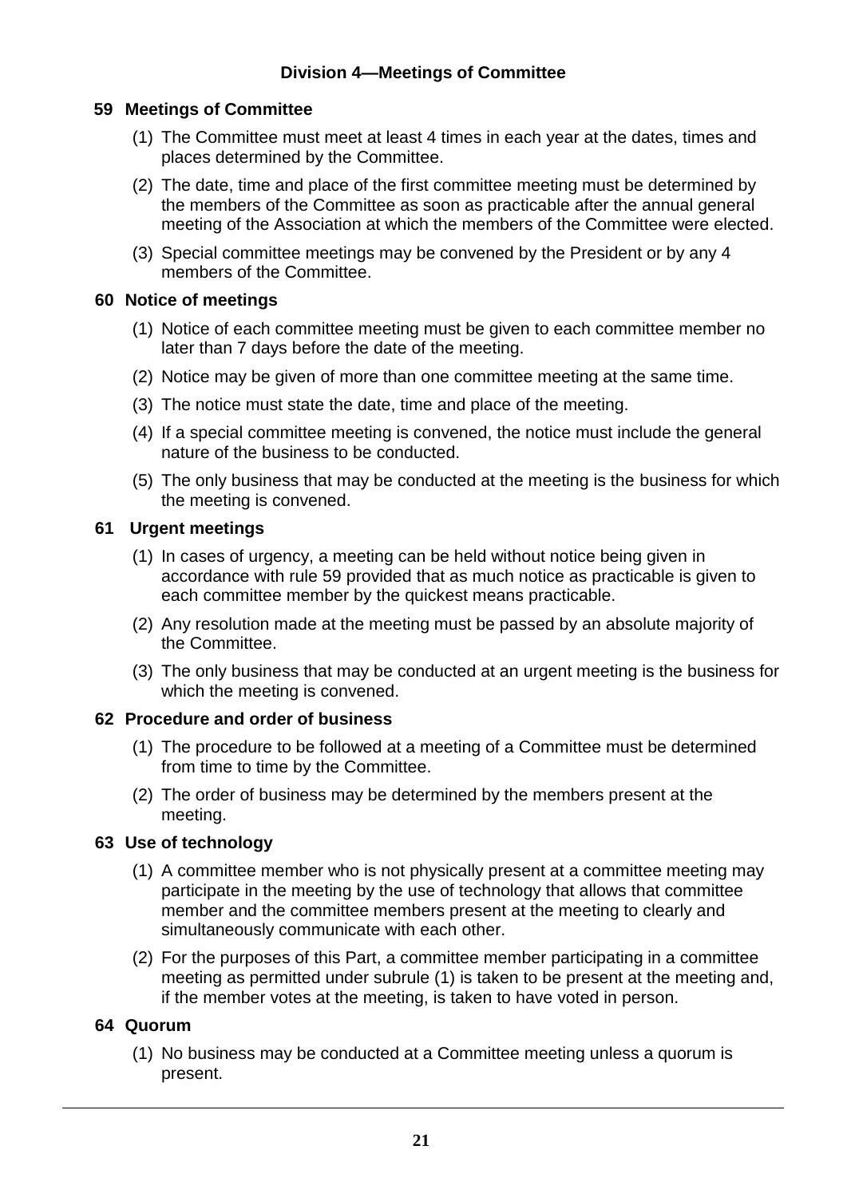## Division 4—Meetings of Committee

### 59 Meetings of Committee

(1) The Committee must meet at least 4 times in each year at the dates, times and places determined by the Committee.

(2) The date, time and place of the first committee meeting must be determined by the members of the Committee as soon as practicable after the annual general meeting of the Association at which the members of the Committee were elected.

(3) Special committee meetings may be convened by the President or by any 4 members of the Committee.

### 60 Notice of meetings

(1) Notice of each committee meeting must be given to each committee member no later than 7 days before the date of the meeting.

(2) Notice may be given of more than one committee meeting at the same time.

(3) The notice must state the date, time and place of the meeting.

(4) If a special committee meeting is convened, the notice must include the general nature of the business to be conducted.

(5) The only business that may be conducted at the meeting is the business for which the meeting is convened.

### 61 Urgent meetings

(1) In cases of urgency, a meeting can be held without notice being given in accordance with rule 59 provided that as much notice as practicable is given to each committee member by the quickest means practicable.

(2) Any resolution made at the meeting must be passed by an absolute majority of the Committee.

(3) The only business that may be conducted at an urgent meeting is the business for which the meeting is convened.

### 62 Procedure and order of business

(1) The procedure to be followed at a meeting of a Committee must be determined from time to time by the Committee.

(2) The order of business may be determined by the members present at the meeting.

### 63 Use of technology

(1) A committee member who is not physically present at a committee meeting may participate in the meeting by the use of technology that allows that committee member and the committee members present at the meeting to clearly and simultaneously communicate with each other.

(2) For the purposes of this Part, a committee member participating in a committee meeting as permitted under subrule (1) is taken to be present at the meeting and, if the member votes at the meeting, is taken to have voted in person.

### 64 Quorum

(1) No business may be conducted at a Committee meeting unless a quorum is present.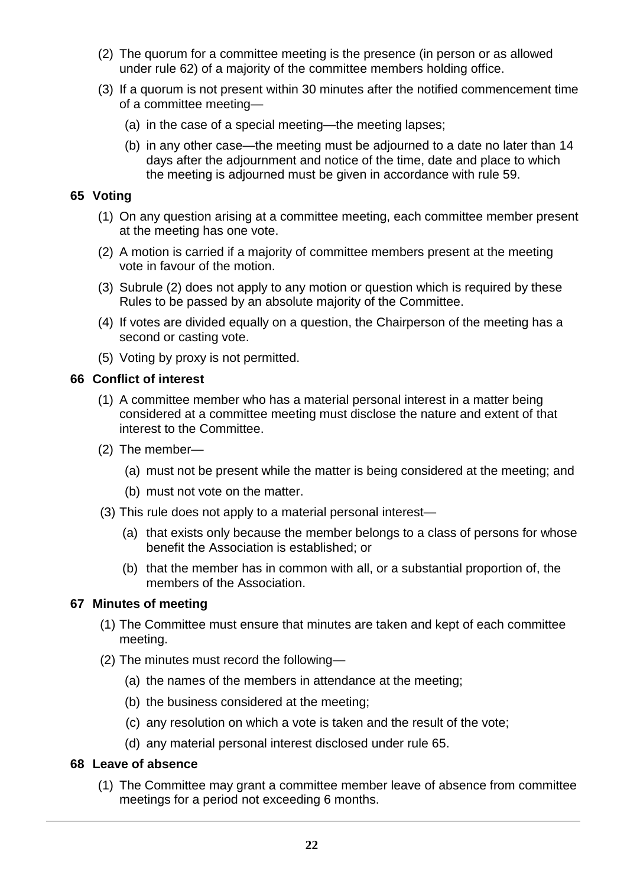(2) The quorum for a committee meeting is the presence (in person or as allowed under rule 62) of a majority of the committee members holding office.

(3) If a quorum is not present within 30 minutes after the notified commencement time of a committee meeting—

(a) in the case of a special meeting—the meeting lapses;

(b) in any other case—the meeting must be adjourned to a date no later than 14 days after the adjournment and notice of the time, date and place to which the meeting is adjourned must be given in accordance with rule 59.

### 65 Voting

(1) On any question arising at a committee meeting, each committee member present at the meeting has one vote.

(2) A motion is carried if a majority of committee members present at the meeting vote in favour of the motion.

(3) Subrule (2) does not apply to any motion or question which is required by these Rules to be passed by an absolute majority of the Committee.

(4) If votes are divided equally on a question, the Chairperson of the meeting has a second or casting vote.

(5) Voting by proxy is not permitted.

### 66 Conflict of interest

(1) A committee member who has a material personal interest in a matter being considered at a committee meeting must disclose the nature and extent of that interest to the Committee.

(2) The member—

(a) must not be present while the matter is being considered at the meeting; and

(b) must not vote on the matter.

(3) This rule does not apply to a material personal interest—

(a) that exists only because the member belongs to a class of persons for whose benefit the Association is established; or

(b) that the member has in common with all, or a substantial proportion of, the members of the Association.

### 67 Minutes of meeting

(1) The Committee must ensure that minutes are taken and kept of each committee meeting.

(2) The minutes must record the following—

(a) the names of the members in attendance at the meeting;

(b) the business considered at the meeting;

(c) any resolution on which a vote is taken and the result of the vote;

(d) any material personal interest disclosed under rule 65.

### 68 Leave of absence

(1) The Committee may grant a committee member leave of absence from committee meetings for a period not exceeding 6 months.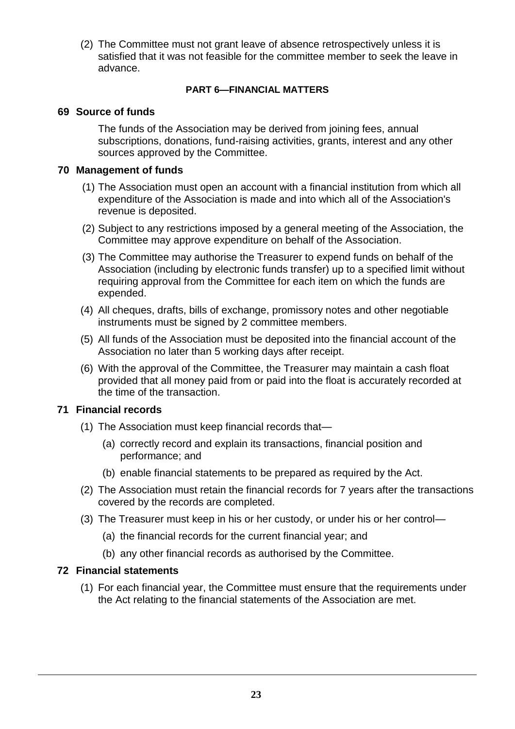(2) The Committee must not grant leave of absence retrospectively unless it is satisfied that it was not feasible for the committee member to seek the leave in advance.

## PART 6—FINANCIAL MATTERS

### 69 Source of funds

The funds of the Association may be derived from joining fees, annual subscriptions, donations, fund-raising activities, grants, interest and any other sources approved by the Committee.

### 70 Management of funds

(1) The Association must open an account with a financial institution from which all expenditure of the Association is made and into which all of the Association's revenue is deposited.

(2) Subject to any restrictions imposed by a general meeting of the Association, the Committee may approve expenditure on behalf of the Association.

(3) The Committee may authorise the Treasurer to expend funds on behalf of the Association (including by electronic funds transfer) up to a specified limit without requiring approval from the Committee for each item on which the funds are expended.

(4) All cheques, drafts, bills of exchange, promissory notes and other negotiable instruments must be signed by 2 committee members.

(5) All funds of the Association must be deposited into the financial account of the Association no later than 5 working days after receipt.

(6) With the approval of the Committee, the Treasurer may maintain a cash float provided that all money paid from or paid into the float is accurately recorded at the time of the transaction.

### 71 Financial records

(1) The Association must keep financial records that—

(a) correctly record and explain its transactions, financial position and performance; and

(b) enable financial statements to be prepared as required by the Act.

(2) The Association must retain the financial records for 7 years after the transactions covered by the records are completed.

(3) The Treasurer must keep in his or her custody, or under his or her control—

(a) the financial records for the current financial year; and

(b) any other financial records as authorised by the Committee.

### 72 Financial statements

(1) For each financial year, the Committee must ensure that the requirements under the Act relating to the financial statements of the Association are met.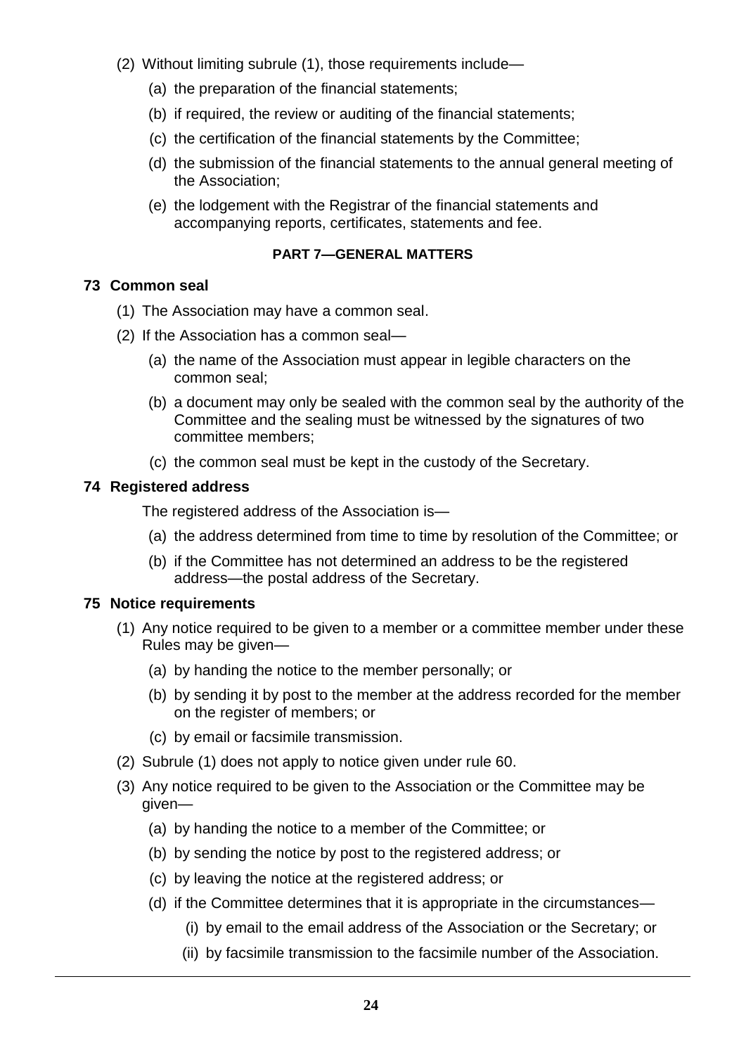(2) Without limiting subrule (1), those requirements include—

(a) the preparation of the financial statements;

(b) if required, the review or auditing of the financial statements;

(c) the certification of the financial statements by the Committee;

(d) the submission of the financial statements to the annual general meeting of the Association;

(e) the lodgement with the Registrar of the financial statements and accompanying reports, certificates, statements and fee.

## PART 7—GENERAL MATTERS

### 73 Common seal

(1) The Association may have a common seal.

(2) If the Association has a common seal—

(a) the name of the Association must appear in legible characters on the common seal;

(b) a document may only be sealed with the common seal by the authority of the Committee and the sealing must be witnessed by the signatures of two committee members;

(c) the common seal must be kept in the custody of the Secretary.

### 74 Registered address

The registered address of the Association is—

(a) the address determined from time to time by resolution of the Committee; or

(b) if the Committee has not determined an address to be the registered address—the postal address of the Secretary.

### 75 Notice requirements

(1) Any notice required to be given to a member or a committee member under these Rules may be given—

(a) by handing the notice to the member personally; or

(b) by sending it by post to the member at the address recorded for the member on the register of members; or

(c) by email or facsimile transmission.

(2) Subrule (1) does not apply to notice given under rule 60.

(3) Any notice required to be given to the Association or the Committee may be given—

(a) by handing the notice to a member of the Committee; or

(b) by sending the notice by post to the registered address; or

(c) by leaving the notice at the registered address; or

(d) if the Committee determines that it is appropriate in the circumstances—

(i) by email to the email address of the Association or the Secretary; or

(ii) by facsimile transmission to the facsimile number of the Association.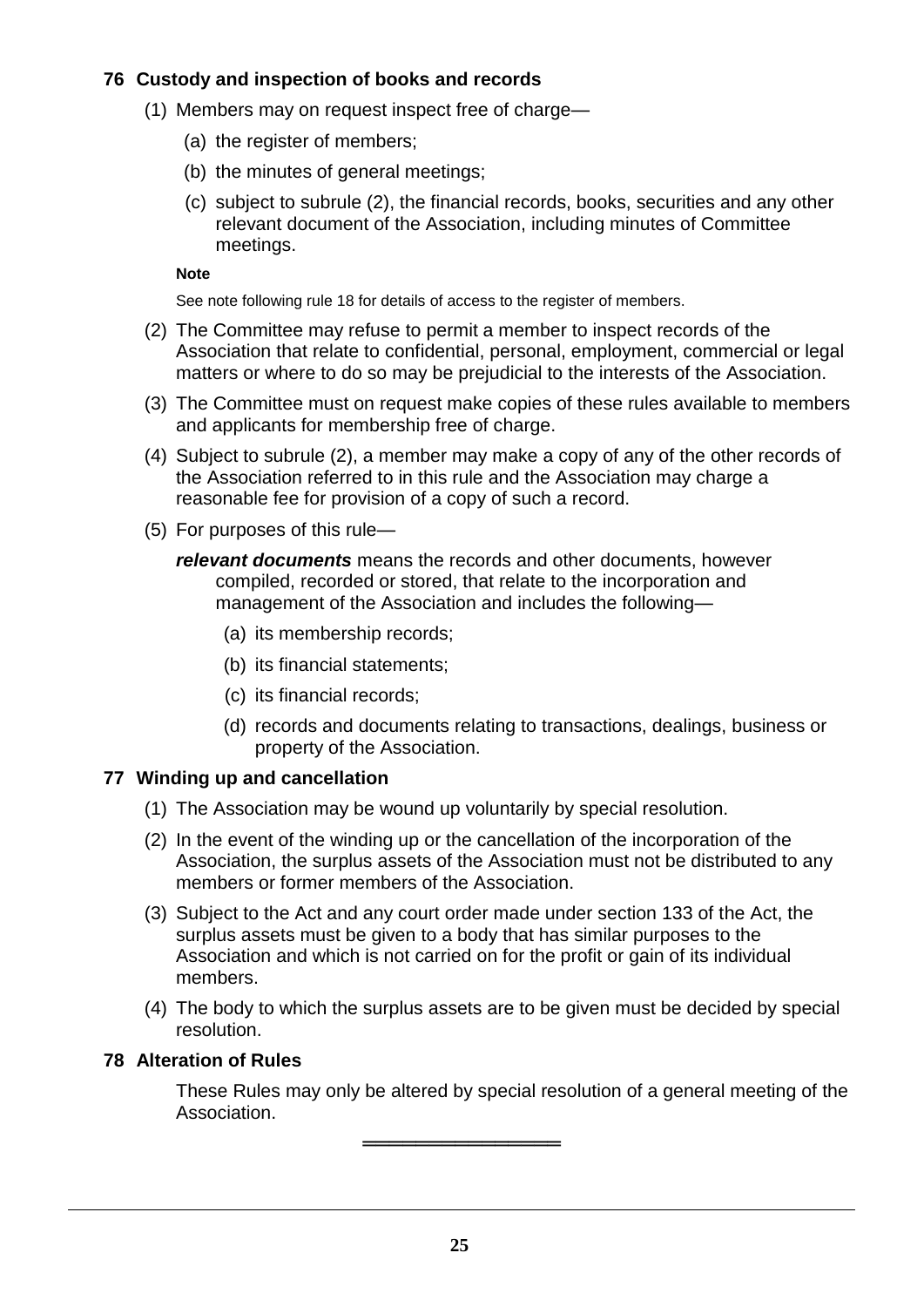### 76 Custody and inspection of books and records

(1) Members may on request inspect free of charge—

(a) the register of members;

(b) the minutes of general meetings;

(c) subject to subrule (2), the financial records, books, securities and any other relevant document of the Association, including minutes of Committee meetings.

**Note**

See note following rule 18 for details of access to the register of members.

(2) The Committee may refuse to permit a member to inspect records of the Association that relate to confidential, personal, employment, commercial or legal matters or where to do so may be prejudicial to the interests of the Association.

(3) The Committee must on request make copies of these rules available to members and applicants for membership free of charge.

(4) Subject to subrule (2), a member may make a copy of any of the other records of the Association referred to in this rule and the Association may charge a reasonable fee for provision of a copy of such a record.

(5) For purposes of this rule—

***relevant documents*** means the records and other documents, however compiled, recorded or stored, that relate to the incorporation and management of the Association and includes the following—

(a) its membership records;

(b) its financial statements;

(c) its financial records;

(d) records and documents relating to transactions, dealings, business or property of the Association.

### 77 Winding up and cancellation

(1) The Association may be wound up voluntarily by special resolution.

(2) In the event of the winding up or the cancellation of the incorporation of the Association, the surplus assets of the Association must not be distributed to any members or former members of the Association.

(3) Subject to the Act and any court order made under section 133 of the Act, the surplus assets must be given to a body that has similar purposes to the Association and which is not carried on for the profit or gain of its individual members.

(4) The body to which the surplus assets are to be given must be decided by special resolution.

### 78 Alteration of Rules

These Rules may only be altered by special resolution of a general meeting of the Association.